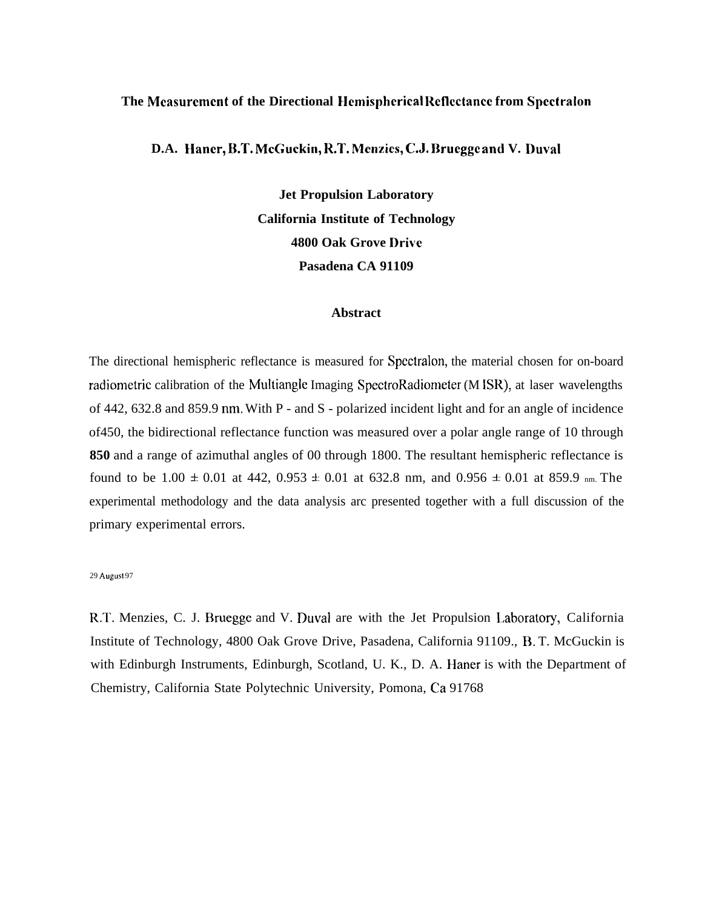# The Measurement of the Directional Hemispherical Reflectance from Spectralon

**D.A. Haner, B.T. McGuckin, R.T. Menzies, C.J. Bruegge and V. Duval**

**Jet Propulsion Laboratory**
**California Institute of Technology**
**4800 Oak Grove Drive**
**Pasadena CA 91109**

## Abstract

The directional hemispheric reflectance is measured for Spectralon, the material chosen for on-board radiometric calibration of the Multiangle Imaging SpectroRadiometer (M ISR), at laser wavelengths of 442, 632.8 and 859.9 nm. With P - and S - polarized incident light and for an angle of incidence of450, the bidirectional reflectance function was measured over a polar angle range of 10 through **850** and a range of azimuthal angles of 00 through 1800. The resultant hemispheric reflectance is found to be 1.00 ± 0.01 at 442, 0.953 ± 0.01 at 632.8 nm, and 0.956 ± 0.01 at 859.9 nm. The experimental methodology and the data analysis arc presented together with a full discussion of the primary experimental errors.

29 August 97

R.T. Menzies, C. J. Bruegge and V. Duval are with the Jet Propulsion Laboratory, California Institute of Technology, 4800 Oak Grove Drive, Pasadena, California 91109., B. T. McGuckin is with Edinburgh Instruments, Edinburgh, Scotland, U. K., D. A. Haner is with the Department of Chemistry, California State Polytechnic University, Pomona, Ca 91768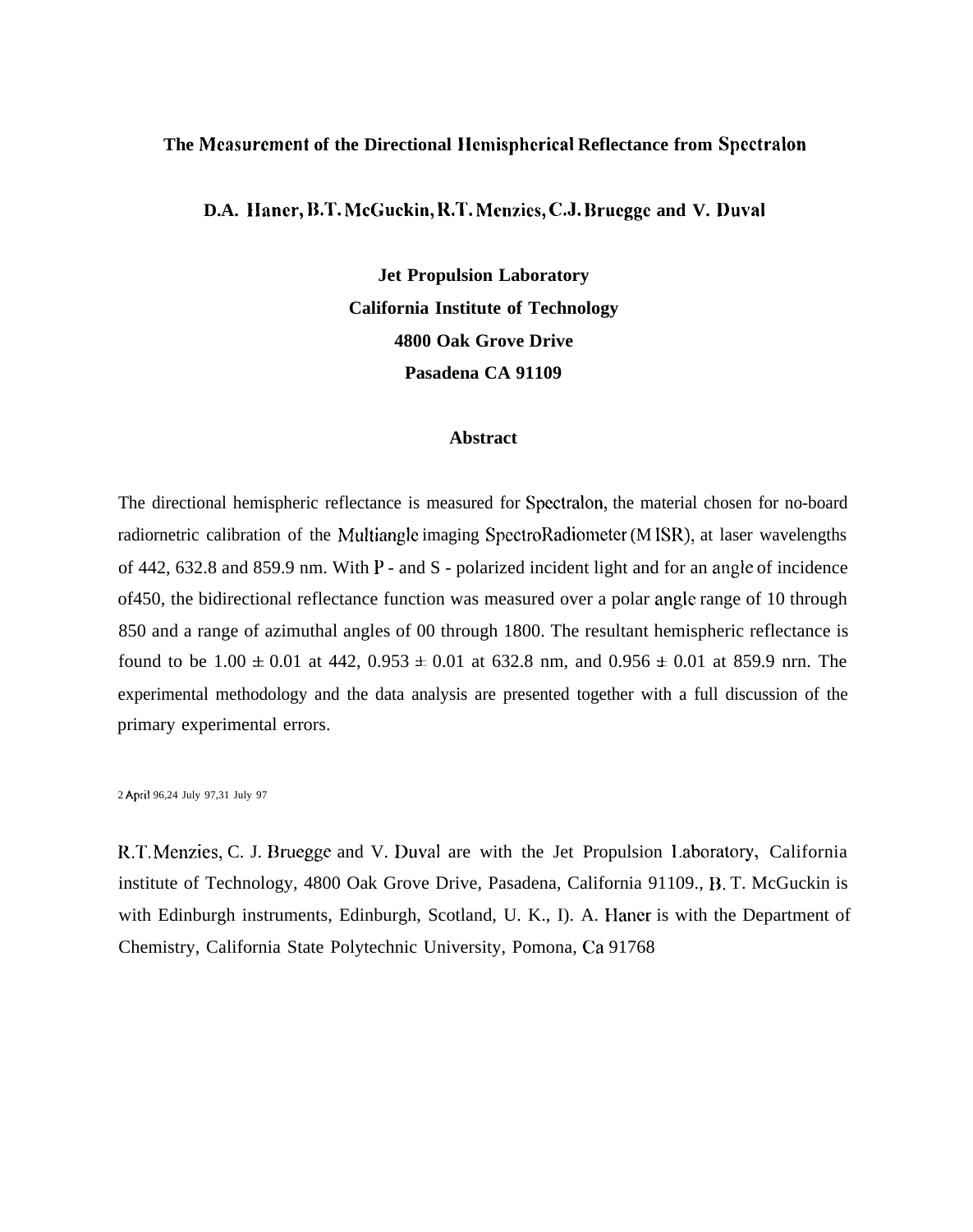# The Measurement of the Directional Hemispherical Reflectance from Spectralon

**D.A. Haner, B.T. McGuckin, R.T. Menzies, C.J. Bruegge and V. Duval**

**Jet Propulsion Laboratory**
**California Institute of Technology**
**4800 Oak Grove Drive**
**Pasadena CA 91109**

## Abstract

The directional hemispheric reflectance is measured for Spectralon, the material chosen for no-board radiornetric calibration of the Multiangle imaging SpectroRadiometer (M ISR), at laser wavelengths of 442, 632.8 and 859.9 nm. With P - and S - polarized incident light and for an angle of incidence of450, the bidirectional reflectance function was measured over a polar angle range of 10 through 850 and a range of azimuthal angles of 00 through 1800. The resultant hemispheric reflectance is found to be 1.00 ± 0.01 at 442, 0.953 ± 0.01 at 632.8 nm, and 0.956 ± 0.01 at 859.9 nrn. The experimental methodology and the data analysis are presented together with a full discussion of the primary experimental errors.

2 April 96,24 July 97,31 July 97

R.T. Menzies, C. J. Bruegge and V. Duval are with the Jet Propulsion Laboratory, California institute of Technology, 4800 Oak Grove Drive, Pasadena, California 91109., B. T. McGuckin is with Edinburgh instruments, Edinburgh, Scotland, U. K., I). A. Haner is with the Department of Chemistry, California State Polytechnic University, Pomona, Ca 91768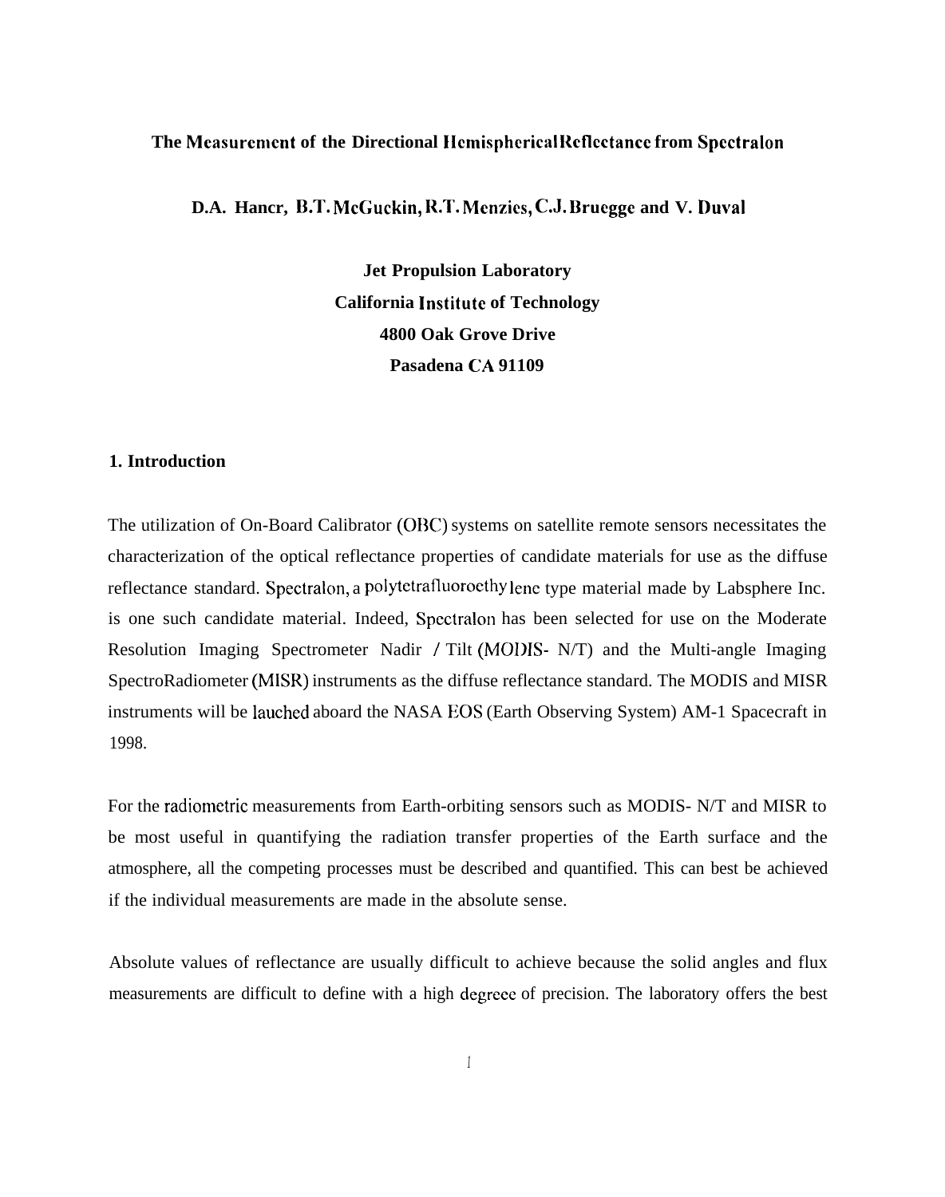**The Measurement of the Directional Hemispherical Reflectance from Spectralon**

**D.A. Hancr, B.T. McGuckin, R.T. Menzies, C.J. Bruegge and V. Duval**

**Jet Propulsion Laboratory**
**California Institute of Technology**
**4800 Oak Grove Drive**
**Pasadena CA 91109**

## 1. Introduction

The utilization of On-Board Calibrator (OBC) systems on satellite remote sensors necessitates the characterization of the optical reflectance properties of candidate materials for use as the diffuse reflectance standard. Spectralon, a polytetrafluoroethylene type material made by Labsphere Inc. is one such candidate material. Indeed, Spectralon has been selected for use on the Moderate Resolution Imaging Spectrometer Nadir / Tilt (MODIS- N/T) and the Multi-angle Imaging SpectroRadiometer (MISR) instruments as the diffuse reflectance standard. The MODIS and MISR instruments will be lauched aboard the NASA EOS (Earth Observing System) AM-1 Spacecraft in 1998.

For the radiometric measurements from Earth-orbiting sensors such as MODIS- N/T and MISR to be most useful in quantifying the radiation transfer properties of the Earth surface and the atmosphere, all the competing processes must be described and quantified. This can best be achieved if the individual measurements are made in the absolute sense.

Absolute values of reflectance are usually difficult to achieve because the solid angles and flux measurements are difficult to define with a high degreee of precision. The laboratory offers the best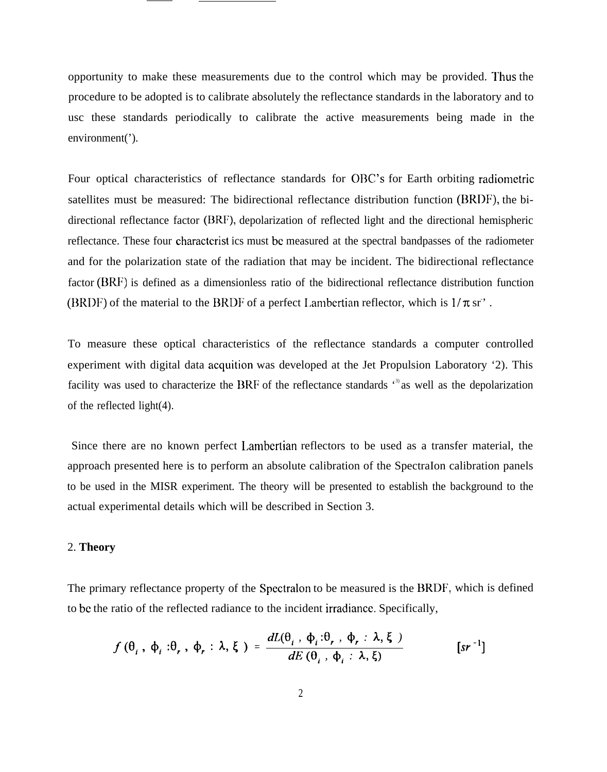opportunity to make these measurements due to the control which may be provided. Thus the procedure to be adopted is to calibrate absolutely the reflectance standards in the laboratory and to usc these standards periodically to calibrate the active measurements being made in the environment(').

Four optical characteristics of reflectance standards for OBC's for Earth orbiting radiometric satellites must be measured: The bidirectional reflectance distribution function (BRDF), the bi-directional reflectance factor (BRF), depolarization of reflected light and the directional hemispheric reflectance. These four characterist ics must bc measured at the spectral bandpasses of the radiometer and for the polarization state of the radiation that may be incident. The bidirectional reflectance factor (BRF) is defined as a dimensionless ratio of the bidirectional reflectance distribution function (BRDF) of the material to the BRDF of a perfect Lambertian reflector, which is $1/\pi$ sr' .

To measure these optical characteristics of the reflectance standards a computer controlled experiment with digital data acquition was developed at the Jet Propulsion Laboratory '2). This facility was used to characterize the BRF of the reflectance standards '[3] as well as the depolarization of the reflected light(4).

Since there are no known perfect Lambertian reflectors to be used as a transfer material, the approach presented here is to perform an absolute calibration of the SpectraIon calibration panels to be used in the MISR experiment. The theory will be presented to establish the background to the actual experimental details which will be described in Section 3.

## 2. **Theory**

The primary reflectance property of the Spectralon to be measured is the BRDF, which is defined to bc the ratio of the reflected radiance to the incident irradiance. Specifically,

$$f(\theta_i, \phi_i : \theta_r, \phi_r : \lambda, \xi) = \frac{dL(\theta_i, \phi_i : \theta_r, \phi_r : \lambda, \xi)}{dE(\theta_i, \phi_i : \lambda, \xi)} \qquad [sr^{-1}]$$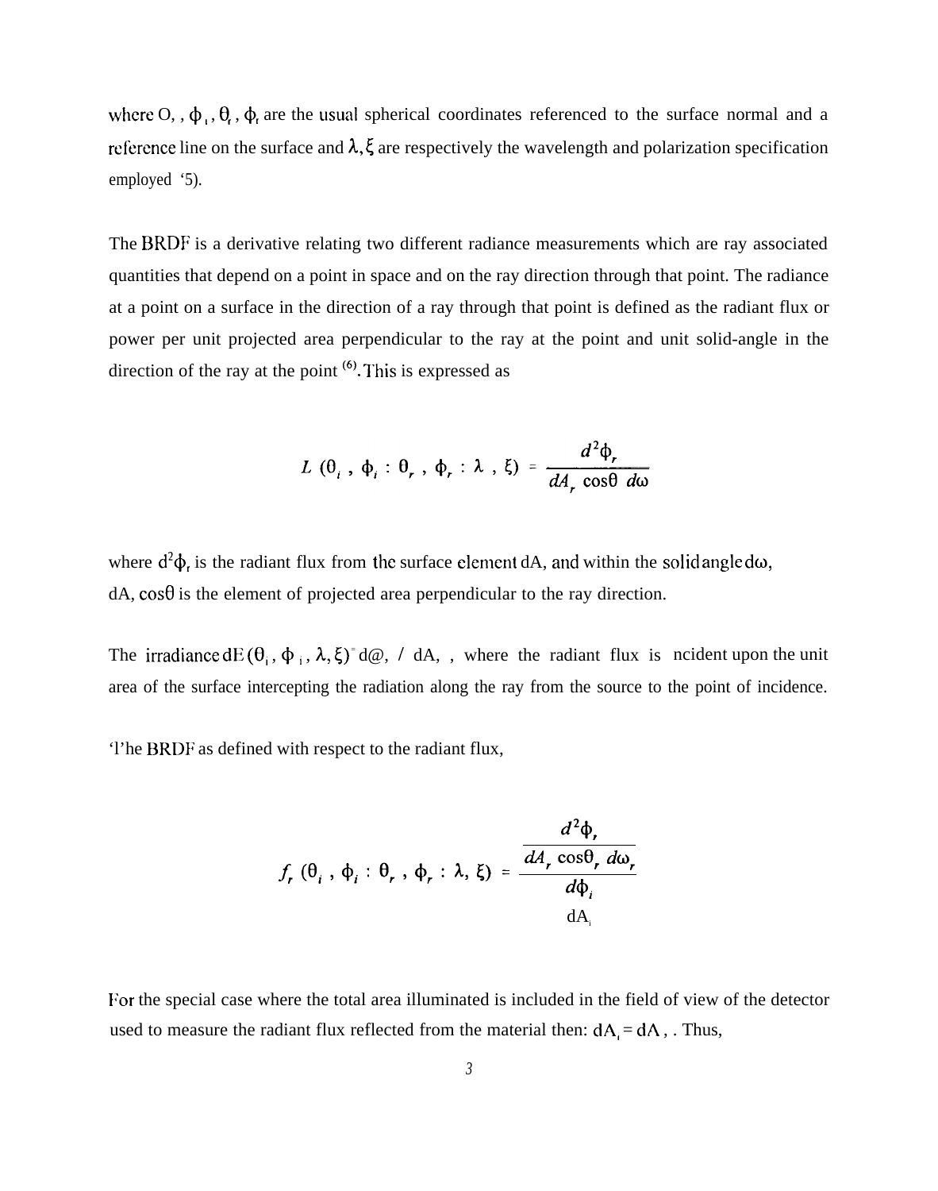where $\theta_i$, $\phi_i$, $\theta_r$, $\phi_r$ are the usual spherical coordinates referenced to the surface normal and a reference line on the surface and $\lambda, \xi$ are respectively the wavelength and polarization specification employed [5].

The BRDF is a derivative relating two different radiance measurements which are ray associated quantities that depend on a point in space and on the ray direction through that point. The radiance at a point on a surface in the direction of a ray through that point is defined as the radiant flux or power per unit projected area perpendicular to the ray at the point and unit solid-angle in the direction of the ray at the point [6]. This is expressed as

$$L\,(\theta_i\ ,\ \phi_i\ :\ \theta_r\ ,\ \phi_r\ :\ \lambda\ ,\ \xi)\ =\ \frac{d^2\phi_r}{dA_r\ \cos\theta\ d\omega}$$

where $d^2\phi_r$ is the radiant flux from the surface element $dA_r$ and within the solid angle $d\omega$, $dA_r \cos\theta$ is the element of projected area perpendicular to the ray direction.

The irradiance $dE\,(\theta_i, \phi_i, \lambda, \xi) = d\phi_i\ /\ dA_i$, where the radiant flux is incident upon the unit area of the surface intercepting the radiation along the ray from the source to the point of incidence.

The BRDF as defined with respect to the radiant flux,

$$f_r\,(\theta_i\ ,\ \phi_i\ :\ \theta_r\ ,\ \phi_r\ :\ \lambda,\ \xi)\ =\ \frac{\dfrac{d^2\phi_r}{dA_r\ \cos\theta_r\ d\omega_r}}{\dfrac{d\phi_i}{dA_i}}$$

For the special case where the total area illuminated is included in the field of view of the detector used to measure the radiant flux reflected from the material then: $dA_i = dA_r$. Thus,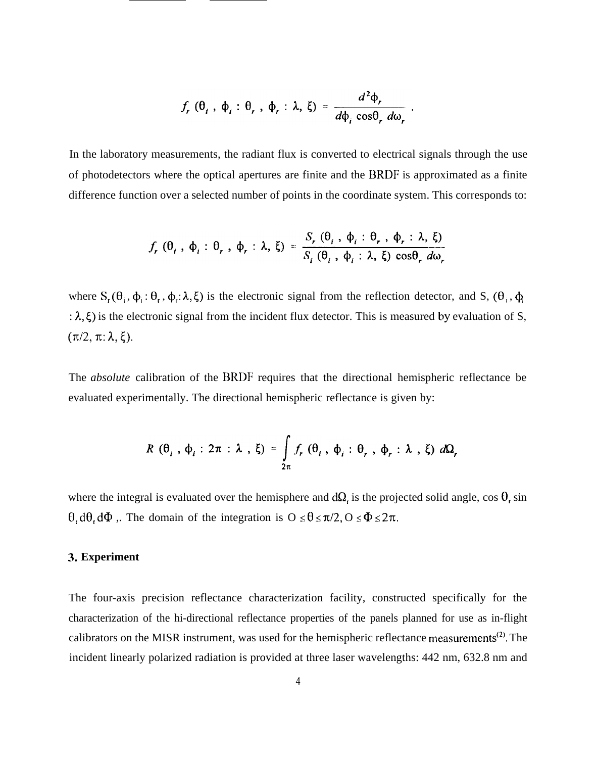$$f_r\,(\theta_i\,,\,\phi_i\,:\,\theta_r\,,\,\phi_r\,:\,\lambda,\,\xi)\;=\;\frac{d^2\phi_r}{d\phi_i\,\cos\theta_r\,d\omega_r}\;.$$

In the laboratory measurements, the radiant flux is converted to electrical signals through the use of photodetectors where the optical apertures are finite and the BRDF is approximated as a finite difference function over a selected number of points in the coordinate system. This corresponds to:

$$f_r\,(\theta_i\,,\,\phi_i\,:\,\theta_r\,,\,\phi_r\,:\,\lambda,\,\xi)\;=\;\frac{S_r\,(\theta_i\,,\,\phi_i\,:\,\theta_r\,,\,\phi_r\,:\,\lambda,\,\xi)}{S_i\,(\theta_i\,,\,\phi_i\,:\,\lambda,\,\xi)\,\cos\theta_r\,d\omega_r}$$

where $S_r(\theta_i, \phi_i : \theta_r, \phi_r : \lambda, \xi)$ is the electronic signal from the reflection detector, and $S_i(\theta_i, \phi_i : \lambda, \xi)$ is the electronic signal from the incident flux detector. This is measured by evaluation of $S_i(\pi/2, \pi : \lambda, \xi)$.

The *absolute* calibration of the BRDF requires that the directional hemispheric reflectance be evaluated experimentally. The directional hemispheric reflectance is given by:

$$R\,(\theta_i\,,\,\phi_i\,:\,2\pi\,:\,\lambda\,,\,\xi)\;=\;\int_{2\pi} f_r\,(\theta_i\,,\,\phi_i\,:\,\theta_r\,,\,\phi_r\,:\,\lambda\,,\,\xi)\;d\Omega_r$$

where the integral is evaluated over the hemisphere and $d\Omega_r$ is the projected solid angle, $\cos\theta_r \sin\theta_r\, d\theta_r\, d\Phi$ ,. The domain of the integration is $0 \leq \theta \leq \pi/2, 0 \leq \Phi \leq 2\pi$.

## 3. Experiment

The four-axis precision reflectance characterization facility, constructed specifically for the characterization of the hi-directional reflectance properties of the panels planned for use as in-flight calibrators on the MISR instrument, was used for the hemispheric reflectance measurements[(2)]. The incident linearly polarized radiation is provided at three laser wavelengths: 442 nm, 632.8 nm and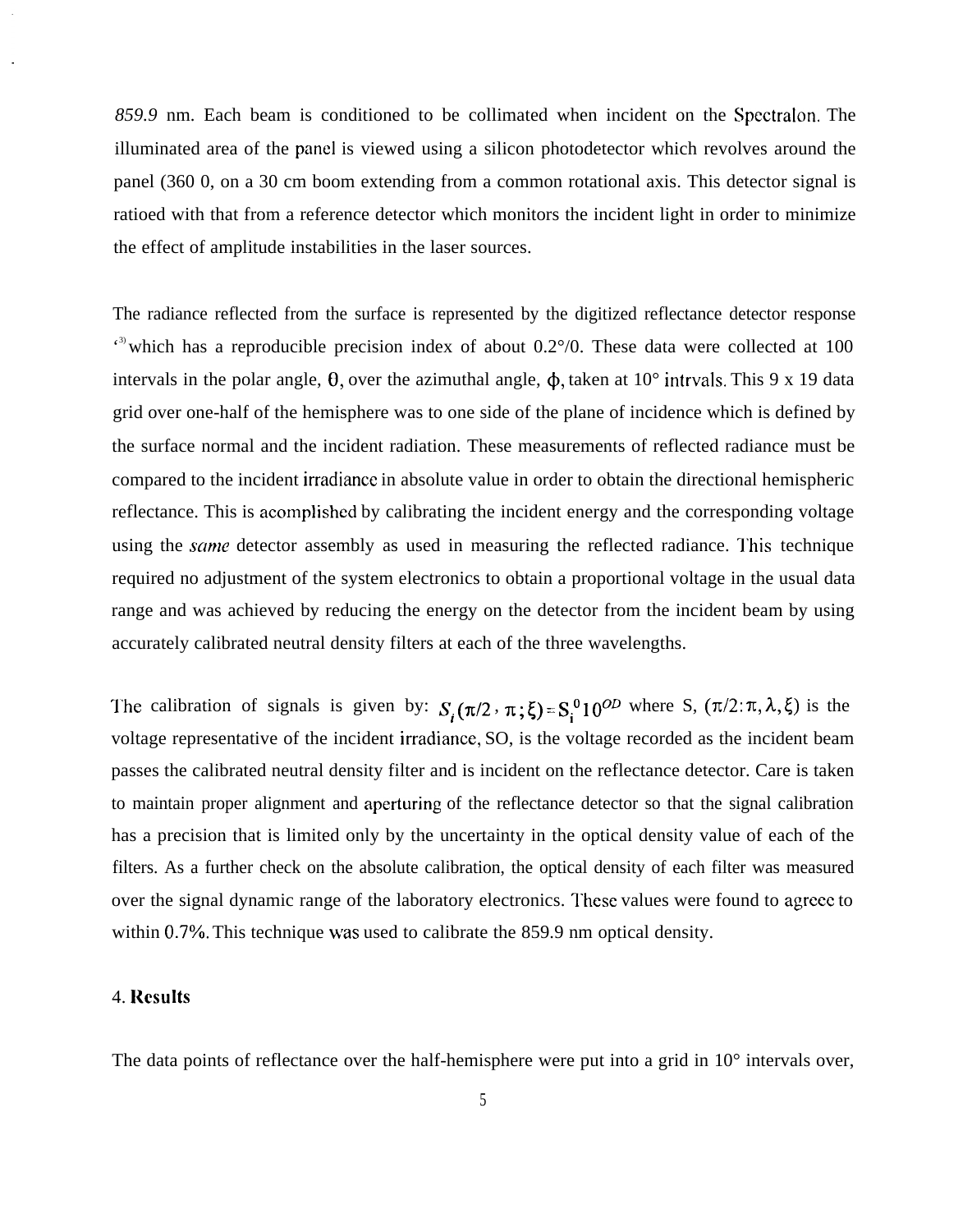*859.9* nm. Each beam is conditioned to be collimated when incident on the Spectralon. The illuminated area of the panel is viewed using a silicon photodetector which revolves around the panel (360 0, on a 30 cm boom extending from a common rotational axis. This detector signal is ratioed with that from a reference detector which monitors the incident light in order to minimize the effect of amplitude instabilities in the laser sources.

The radiance reflected from the surface is represented by the digitized reflectance detector response [(3)] which has a reproducible precision index of about 0.2°/0. These data were collected at 100 intervals in the polar angle, θ, over the azimuthal angle, ϕ, taken at 10° intrvals. This 9 x 19 data grid over one-half of the hemisphere was to one side of the plane of incidence which is defined by the surface normal and the incident radiation. These measurements of reflected radiance must be compared to the incident irradiance in absolute value in order to obtain the directional hemispheric reflectance. This is acomplished by calibrating the incident energy and the corresponding voltage using the *same* detector assembly as used in measuring the reflected radiance. This technique required no adjustment of the system electronics to obtain a proportional voltage in the usual data range and was achieved by reducing the energy on the detector from the incident beam by using accurately calibrated neutral density filters at each of the three wavelengths.

The calibration of signals is given by: $S_i(\pi/2, \pi; \xi) = S_i^0 10^{OD}$ where S, $(\pi/2: \pi, \lambda, \xi)$ is the voltage representative of the incident irradiance, SO, is the voltage recorded as the incident beam passes the calibrated neutral density filter and is incident on the reflectance detector. Care is taken to maintain proper alignment and aperturing of the reflectance detector so that the signal calibration has a precision that is limited only by the uncertainty in the optical density value of each of the filters. As a further check on the absolute calibration, the optical density of each filter was measured over the signal dynamic range of the laboratory electronics. These values were found to agreec to within 0.7%. This technique was used to calibrate the 859.9 nm optical density.

## 4. Results

The data points of reflectance over the half-hemisphere were put into a grid in 10° intervals over,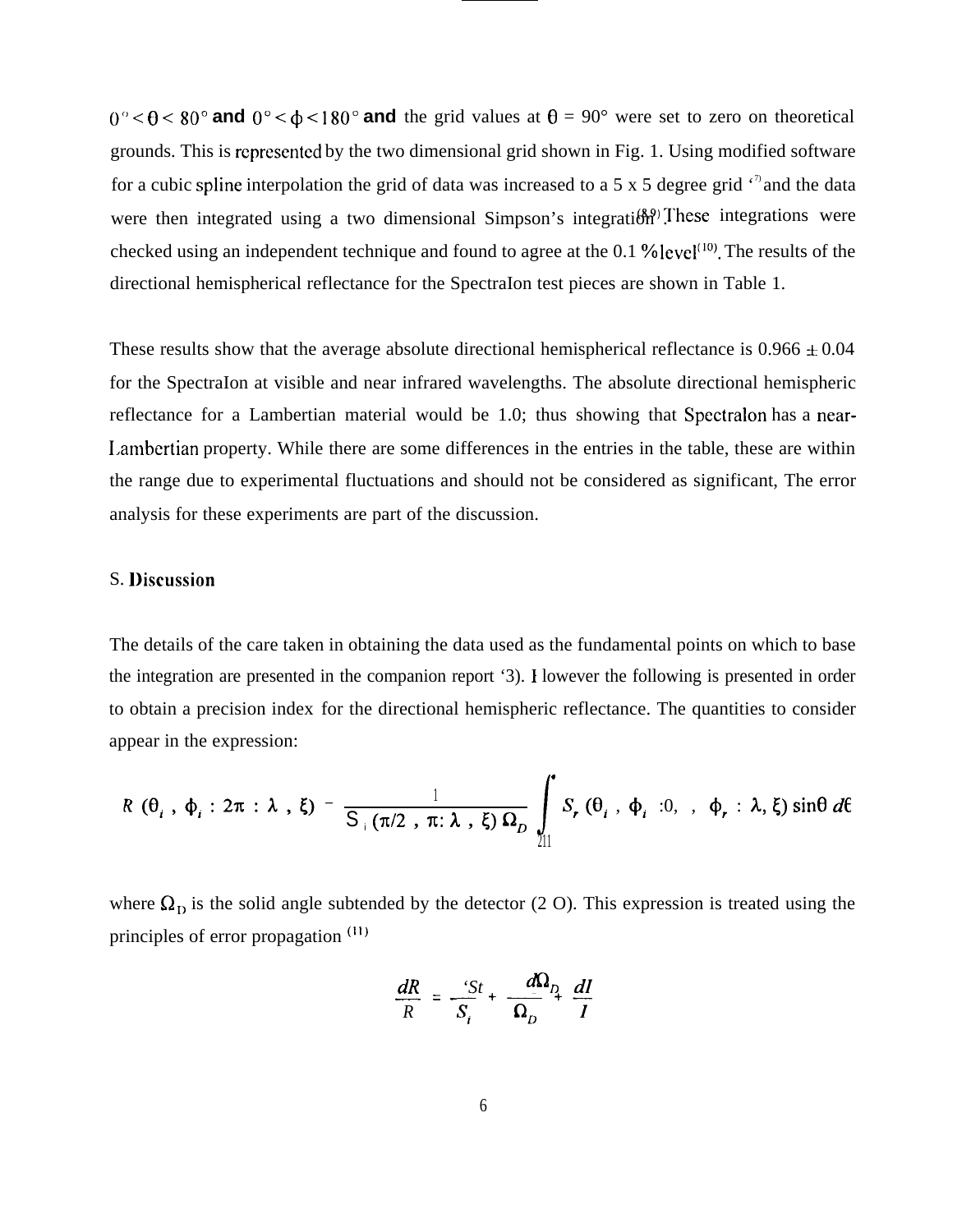$0° < \theta < 80°$ and $0° < \phi < 180°$ and the grid values at $\theta$ = 90° were set to zero on theoretical grounds. This is represented by the two dimensional grid shown in Fig. 1. Using modified software for a cubic spline interpolation the grid of data was increased to a 5 x 5 degree grid [7] and the data were then integrated using a two dimensional Simpson's integration[8,9]. These integrations were checked using an independent technique and found to agree at the 0.1 % level[10]. The results of the directional hemispherical reflectance for the SpectraIon test pieces are shown in Table 1.

These results show that the average absolute directional hemispherical reflectance is 0.966 ± 0.04 for the SpectraIon at visible and near infrared wavelengths. The absolute directional hemispheric reflectance for a Lambertian material would be 1.0; thus showing that Spectralon has a near-Lambertian property. While there are some differences in the entries in the table, these are within the range due to experimental fluctuations and should not be considered as significant, The error analysis for these experiments are part of the discussion.

## S. Discussion

The details of the care taken in obtaining the data used as the fundamental points on which to base the integration are presented in the companion report [3]. However the following is presented in order to obtain a precision index for the directional hemispheric reflectance. The quantities to consider appear in the expression:

$$R\,(\theta_i\,,\,\phi_i\,:\,2\pi\,:\,\lambda\,,\,\xi) = \frac{1}{S_i\,(\pi/2\,,\,\pi:\,\lambda\,,\,\xi)\,\Omega_D}\int_{2\Pi} S_r\,(\theta_i\,,\,\phi_i\,:0,\,,\,\phi_r\,:\,\lambda,\,\xi)\,\sin\theta\, d\theta$$

where $\Omega_D$ is the solid angle subtended by the detector (2 O). This expression is treated using the principles of error propagation [11]

$$\frac{dR}{R} = \frac{dS_i}{S_i} + \frac{d\Omega_D}{\Omega_D} + \frac{dI}{I}$$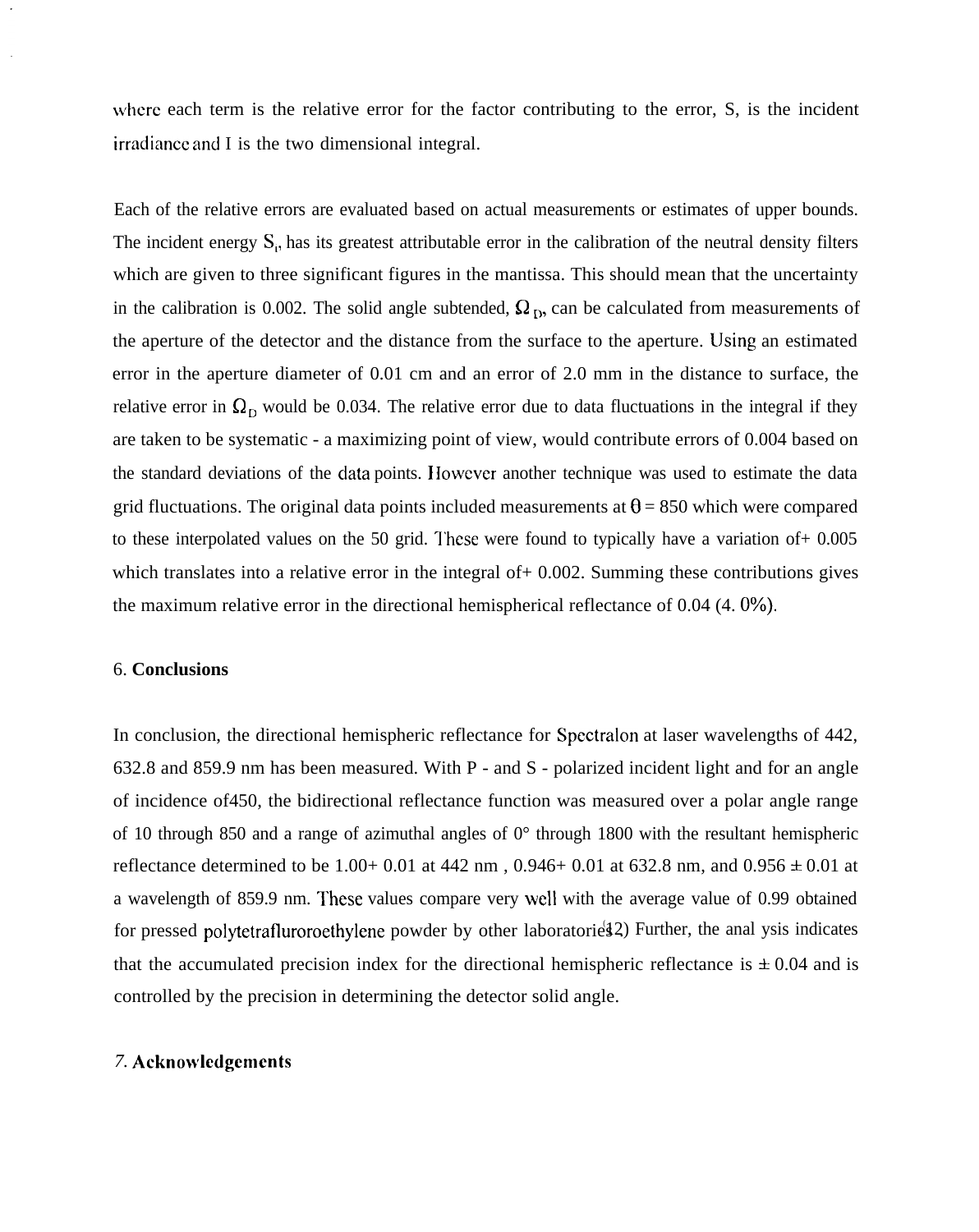where each term is the relative error for the factor contributing to the error, S, is the incident irradiance and I is the two dimensional integral.

Each of the relative errors are evaluated based on actual measurements or estimates of upper bounds. The incident energy $S_r$, has its greatest attributable error in the calibration of the neutral density filters which are given to three significant figures in the mantissa. This should mean that the uncertainty in the calibration is 0.002. The solid angle subtended, $\Omega_D$, can be calculated from measurements of the aperture of the detector and the distance from the surface to the aperture. Using an estimated error in the aperture diameter of 0.01 cm and an error of 2.0 mm in the distance to surface, the relative error in $\Omega_D$ would be 0.034. The relative error due to data fluctuations in the integral if they are taken to be systematic - a maximizing point of view, would contribute errors of 0.004 based on the standard deviations of the data points. However another technique was used to estimate the data grid fluctuations. The original data points included measurements at $\theta$ = 850 which were compared to these interpolated values on the 50 grid. These were found to typically have a variation of+ 0.005 which translates into a relative error in the integral of+ 0.002. Summing these contributions gives the maximum relative error in the directional hemispherical reflectance of 0.04 (4. 0%).

## 6. Conclusions

In conclusion, the directional hemispheric reflectance for Spectralon at laser wavelengths of 442, 632.8 and 859.9 nm has been measured. With P - and S - polarized incident light and for an angle of incidence of450, the bidirectional reflectance function was measured over a polar angle range of 10 through 850 and a range of azimuthal angles of 0° through 1800 with the resultant hemispheric reflectance determined to be 1.00+ 0.01 at 442 nm , 0.946+ 0.01 at 632.8 nm, and 0.956 ± 0.01 at a wavelength of 859.9 nm. These values compare very well with the average value of 0.99 obtained for pressed polytetrafluroroethylene powder by other laboratories[12] Further, the anal ysis indicates that the accumulated precision index for the directional hemispheric reflectance is ± 0.04 and is controlled by the precision in determining the detector solid angle.

## 7. Acknowledgements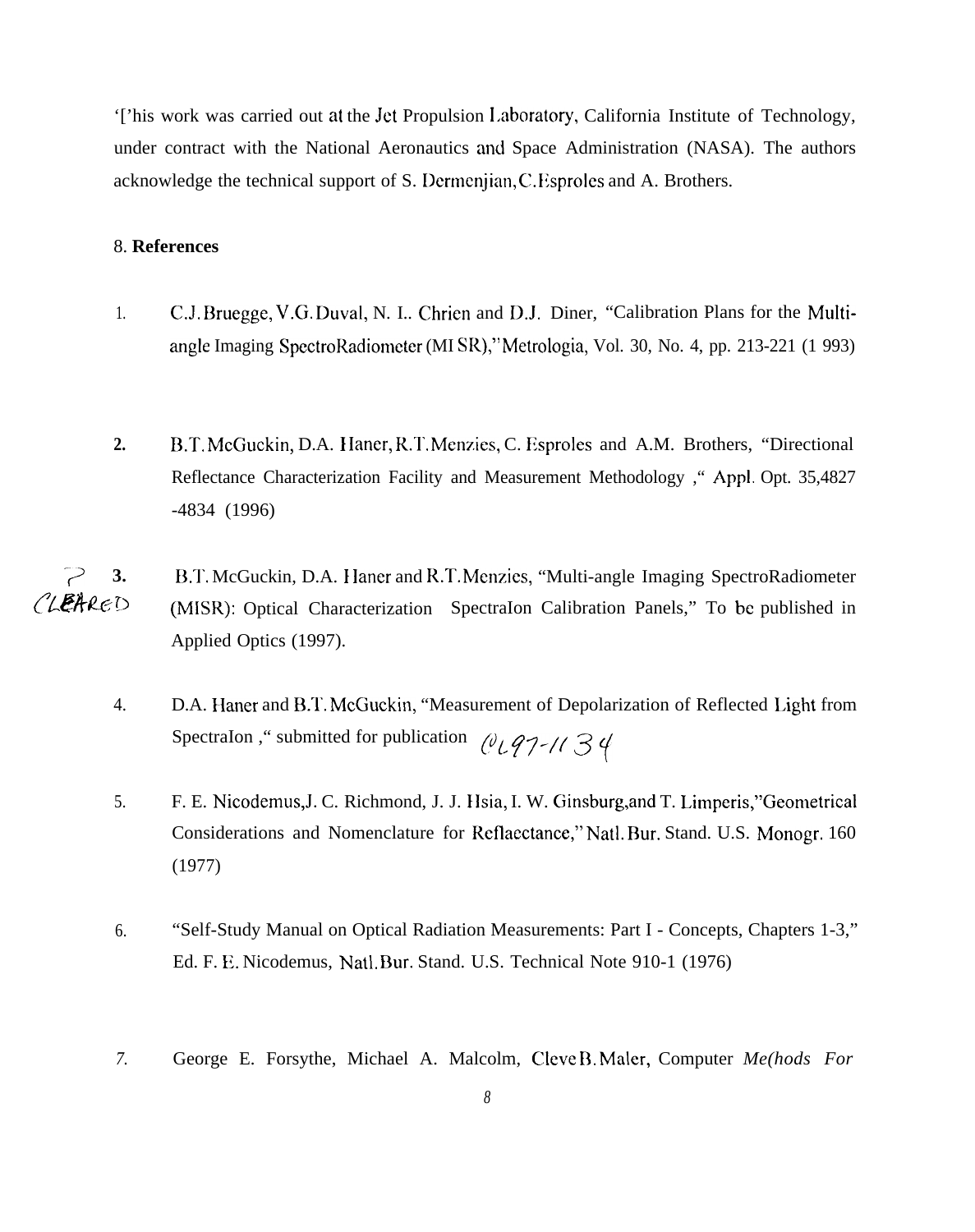'['his work was carried out at the Jet Propulsion Laboratory, California Institute of Technology, under contract with the National Aeronautics and Space Administration (NASA). The authors acknowledge the technical support of S. Dermenjian, C. Esproles and A. Brothers.

8. **References**

1. C.J. Bruegge, V.G. Duval, N. L. Chrien and D.J. Diner, "Calibration Plans for the Multi-angle Imaging SpectroRadiometer (MI SR)," Metrologia, Vol. 30, No. 4, pp. 213-221 (1 993)

2. B.T. McGuckin, D.A. Haner, R.T. Menzies, C. Esproles and A.M. Brothers, "Directional Reflectance Characterization Facility and Measurement Methodology ," Appl. Opt. 35,4827 -4834 (1996)

3. B.T. McGuckin, D.A. Haner and R.T. Menzies, "Multi-angle Imaging SpectroRadiometer (MISR): Optical Characterization SpectraIon Calibration Panels," To be published in Applied Optics (1997). ? CLEARED

4. D.A. Haner and B.T. McGuckin, "Measurement of Depolarization of Reflected Light from SpectraIon ," submitted for publication CL97-1134

5. F. E. Nicodemus, J. C. Richmond, J. J. Hsia, I. W. Ginsburg, and T. Limperis, "Geometrical Considerations and Nomenclature for Reflacctance," Natl. Bur. Stand. U.S. Monogr. 160 (1977)

6. "Self-Study Manual on Optical Radiation Measurements: Part I - Concepts, Chapters 1-3," Ed. F. E. Nicodemus, Natl. Bur. Stand. U.S. Technical Note 910-1 (1976)

7. George E. Forsythe, Michael A. Malcolm, Cleve B. Maler, Computer *Me(hods For*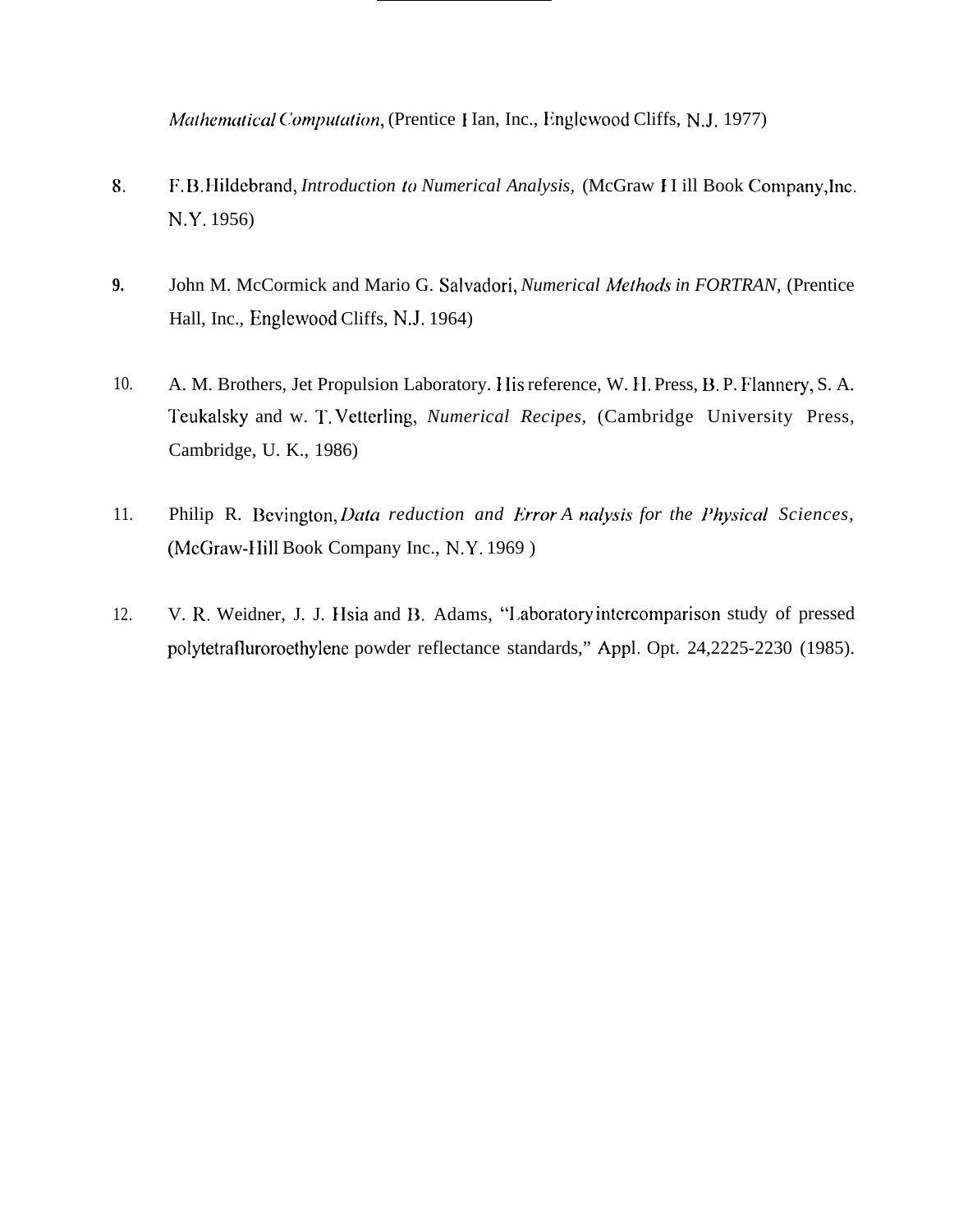*Mathematical Computation*, (Prentice Hall, Inc., Englewood Cliffs, N.J. 1977)

8. F.B.Hildebrand, *Introduction to Numerical Analysis,* (McGraw Hill Book Company,Inc. N.Y. 1956)

9. John M. McCormick and Mario G. Salvadori, *Numerical Methods in FORTRAN,* (Prentice Hall, Inc., Englewood Cliffs, N.J. 1964)

10. A. M. Brothers, Jet Propulsion Laboratory. His reference, W. H. Press, B. P. Flannery, S. A. Teukalsky and w. T. Vetterling, *Numerical Recipes,* (Cambridge University Press, Cambridge, U. K., 1986)

11. Philip R. Bevington, *Data reduction and Error A nalysis for the Physical Sciences,* (McGraw-Hill Book Company Inc., N.Y. 1969 )

12. V. R. Weidner, J. J. Hsia and B. Adams, "Laboratory intercomparison study of pressed polytetrafluroroethylene powder reflectance standards," Appl. Opt. 24,2225-2230 (1985).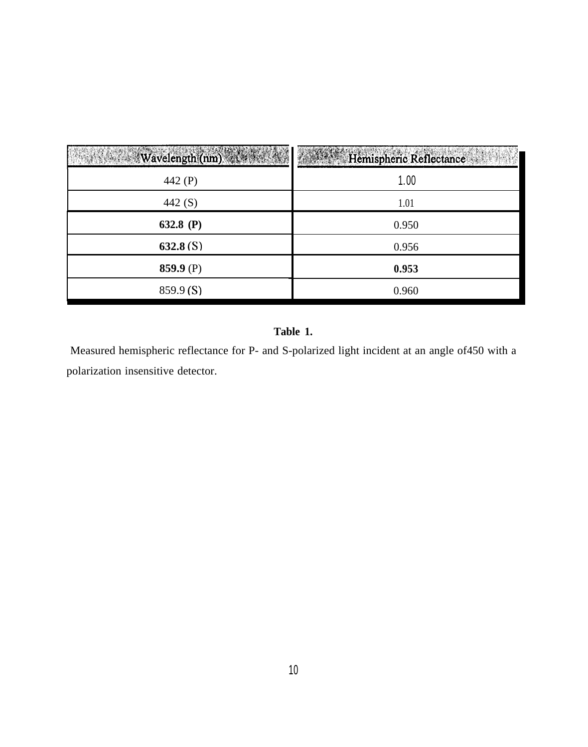| Wavelength (nm) | Hemispheric Reflectance |
|---|---|
| 442 (P) | 1.00 |
| 442 (S) | 1.01 |
| **632.8 (P)** | 0.950 |
| **632.8** (S) | 0.956 |
| **859.9** (P) | **0.953** |
| 859.9 (S) | 0.960 |

**Table 1.**

Measured hemispheric reflectance for P- and S-polarized light incident at an angle of450 with a polarization insensitive detector.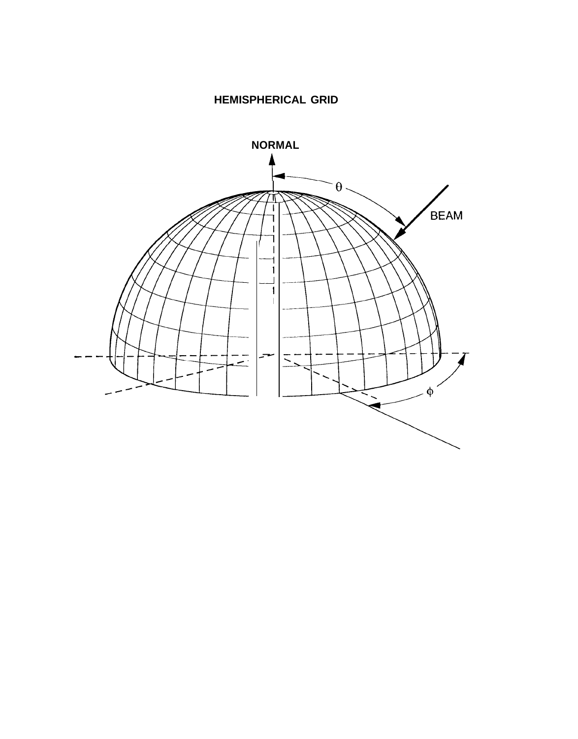HEMISPHERICAL GRID

NORMAL

$\theta$

BEAM

$\phi$